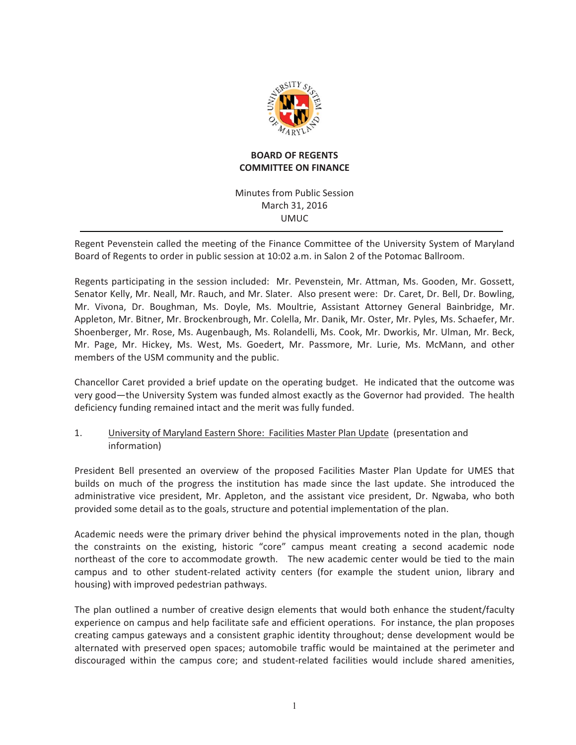**BOARD OF REGENTS**
**COMMITTEE ON FINANCE**

Minutes from Public Session
March 31, 2016
UMUC

---

Regent Pevenstein called the meeting of the Finance Committee of the University System of Maryland Board of Regents to order in public session at 10:02 a.m. in Salon 2 of the Potomac Ballroom.

Regents participating in the session included: Mr. Pevenstein, Mr. Attman, Ms. Gooden, Mr. Gossett, Senator Kelly, Mr. Neall, Mr. Rauch, and Mr. Slater. Also present were: Dr. Caret, Dr. Bell, Dr. Bowling, Mr. Vivona, Dr. Boughman, Ms. Doyle, Ms. Moultrie, Assistant Attorney General Bainbridge, Mr. Appleton, Mr. Bitner, Mr. Brockenbrough, Mr. Colella, Mr. Danik, Mr. Oster, Mr. Pyles, Ms. Schaefer, Mr. Shoenberger, Mr. Rose, Ms. Augenbaugh, Ms. Rolandelli, Ms. Cook, Mr. Dworkis, Mr. Ulman, Mr. Beck, Mr. Page, Mr. Hickey, Ms. West, Ms. Goedert, Mr. Passmore, Mr. Lurie, Ms. McMann, and other members of the USM community and the public.

Chancellor Caret provided a brief update on the operating budget. He indicated that the outcome was very good—the University System was funded almost exactly as the Governor had provided. The health deficiency funding remained intact and the merit was fully funded.

1. University of Maryland Eastern Shore: Facilities Master Plan Update (presentation and information)

President Bell presented an overview of the proposed Facilities Master Plan Update for UMES that builds on much of the progress the institution has made since the last update. She introduced the administrative vice president, Mr. Appleton, and the assistant vice president, Dr. Ngwaba, who both provided some detail as to the goals, structure and potential implementation of the plan.

Academic needs were the primary driver behind the physical improvements noted in the plan, though the constraints on the existing, historic "core" campus meant creating a second academic node northeast of the core to accommodate growth. The new academic center would be tied to the main campus and to other student-related activity centers (for example the student union, library and housing) with improved pedestrian pathways.

The plan outlined a number of creative design elements that would both enhance the student/faculty experience on campus and help facilitate safe and efficient operations. For instance, the plan proposes creating campus gateways and a consistent graphic identity throughout; dense development would be alternated with preserved open spaces; automobile traffic would be maintained at the perimeter and discouraged within the campus core; and student-related facilities would include shared amenities,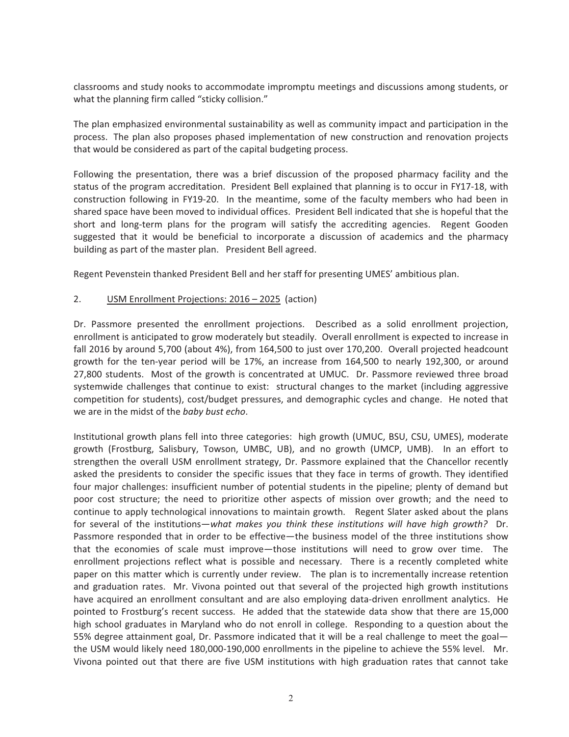classrooms and study nooks to accommodate impromptu meetings and discussions among students, or what the planning firm called "sticky collision."

The plan emphasized environmental sustainability as well as community impact and participation in the process. The plan also proposes phased implementation of new construction and renovation projects that would be considered as part of the capital budgeting process.

Following the presentation, there was a brief discussion of the proposed pharmacy facility and the status of the program accreditation. President Bell explained that planning is to occur in FY17-18, with construction following in FY19-20. In the meantime, some of the faculty members who had been in shared space have been moved to individual offices. President Bell indicated that she is hopeful that the short and long-term plans for the program will satisfy the accrediting agencies. Regent Gooden suggested that it would be beneficial to incorporate a discussion of academics and the pharmacy building as part of the master plan. President Bell agreed.

Regent Pevenstein thanked President Bell and her staff for presenting UMES' ambitious plan.

2. <u>USM Enrollment Projections: 2016 – 2025</u> (action)

Dr. Passmore presented the enrollment projections. Described as a solid enrollment projection, enrollment is anticipated to grow moderately but steadily. Overall enrollment is expected to increase in fall 2016 by around 5,700 (about 4%), from 164,500 to just over 170,200. Overall projected headcount growth for the ten-year period will be 17%, an increase from 164,500 to nearly 192,300, or around 27,800 students. Most of the growth is concentrated at UMUC. Dr. Passmore reviewed three broad systemwide challenges that continue to exist: structural changes to the market (including aggressive competition for students), cost/budget pressures, and demographic cycles and change. He noted that we are in the midst of the *baby bust echo*.

Institutional growth plans fell into three categories: high growth (UMUC, BSU, CSU, UMES), moderate growth (Frostburg, Salisbury, Towson, UMBC, UB), and no growth (UMCP, UMB). In an effort to strengthen the overall USM enrollment strategy, Dr. Passmore explained that the Chancellor recently asked the presidents to consider the specific issues that they face in terms of growth. They identified four major challenges: insufficient number of potential students in the pipeline; plenty of demand but poor cost structure; the need to prioritize other aspects of mission over growth; and the need to continue to apply technological innovations to maintain growth. Regent Slater asked about the plans for several of the institutions—*what makes you think these institutions will have high growth?* Dr. Passmore responded that in order to be effective—the business model of the three institutions show that the economies of scale must improve—those institutions will need to grow over time. The enrollment projections reflect what is possible and necessary. There is a recently completed white paper on this matter which is currently under review. The plan is to incrementally increase retention and graduation rates. Mr. Vivona pointed out that several of the projected high growth institutions have acquired an enrollment consultant and are also employing data-driven enrollment analytics. He pointed to Frostburg's recent success. He added that the statewide data show that there are 15,000 high school graduates in Maryland who do not enroll in college. Responding to a question about the 55% degree attainment goal, Dr. Passmore indicated that it will be a real challenge to meet the goal—the USM would likely need 180,000-190,000 enrollments in the pipeline to achieve the 55% level. Mr. Vivona pointed out that there are five USM institutions with high graduation rates that cannot take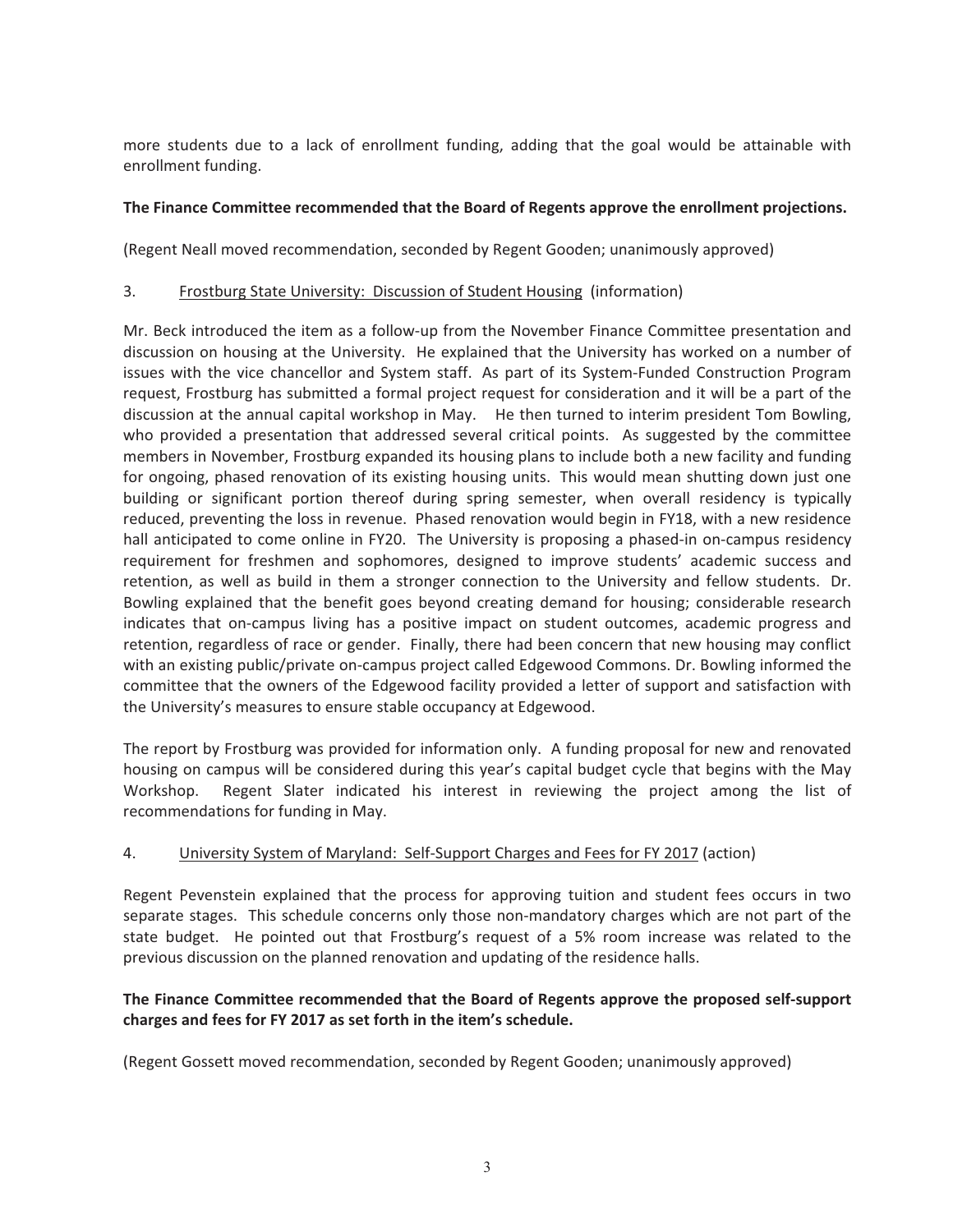more students due to a lack of enrollment funding, adding that the goal would be attainable with enrollment funding.

**The Finance Committee recommended that the Board of Regents approve the enrollment projections.**

(Regent Neall moved recommendation, seconded by Regent Gooden; unanimously approved)

3. Frostburg State University: Discussion of Student Housing (information)

Mr. Beck introduced the item as a follow-up from the November Finance Committee presentation and discussion on housing at the University. He explained that the University has worked on a number of issues with the vice chancellor and System staff. As part of its System-Funded Construction Program request, Frostburg has submitted a formal project request for consideration and it will be a part of the discussion at the annual capital workshop in May. He then turned to interim president Tom Bowling, who provided a presentation that addressed several critical points. As suggested by the committee members in November, Frostburg expanded its housing plans to include both a new facility and funding for ongoing, phased renovation of its existing housing units. This would mean shutting down just one building or significant portion thereof during spring semester, when overall residency is typically reduced, preventing the loss in revenue. Phased renovation would begin in FY18, with a new residence hall anticipated to come online in FY20. The University is proposing a phased-in on-campus residency requirement for freshmen and sophomores, designed to improve students' academic success and retention, as well as build in them a stronger connection to the University and fellow students. Dr. Bowling explained that the benefit goes beyond creating demand for housing; considerable research indicates that on-campus living has a positive impact on student outcomes, academic progress and retention, regardless of race or gender. Finally, there had been concern that new housing may conflict with an existing public/private on-campus project called Edgewood Commons. Dr. Bowling informed the committee that the owners of the Edgewood facility provided a letter of support and satisfaction with the University's measures to ensure stable occupancy at Edgewood.

The report by Frostburg was provided for information only. A funding proposal for new and renovated housing on campus will be considered during this year's capital budget cycle that begins with the May Workshop. Regent Slater indicated his interest in reviewing the project among the list of recommendations for funding in May.

4. University System of Maryland: Self-Support Charges and Fees for FY 2017 (action)

Regent Pevenstein explained that the process for approving tuition and student fees occurs in two separate stages. This schedule concerns only those non-mandatory charges which are not part of the state budget. He pointed out that Frostburg's request of a 5% room increase was related to the previous discussion on the planned renovation and updating of the residence halls.

**The Finance Committee recommended that the Board of Regents approve the proposed self-support charges and fees for FY 2017 as set forth in the item's schedule.**

(Regent Gossett moved recommendation, seconded by Regent Gooden; unanimously approved)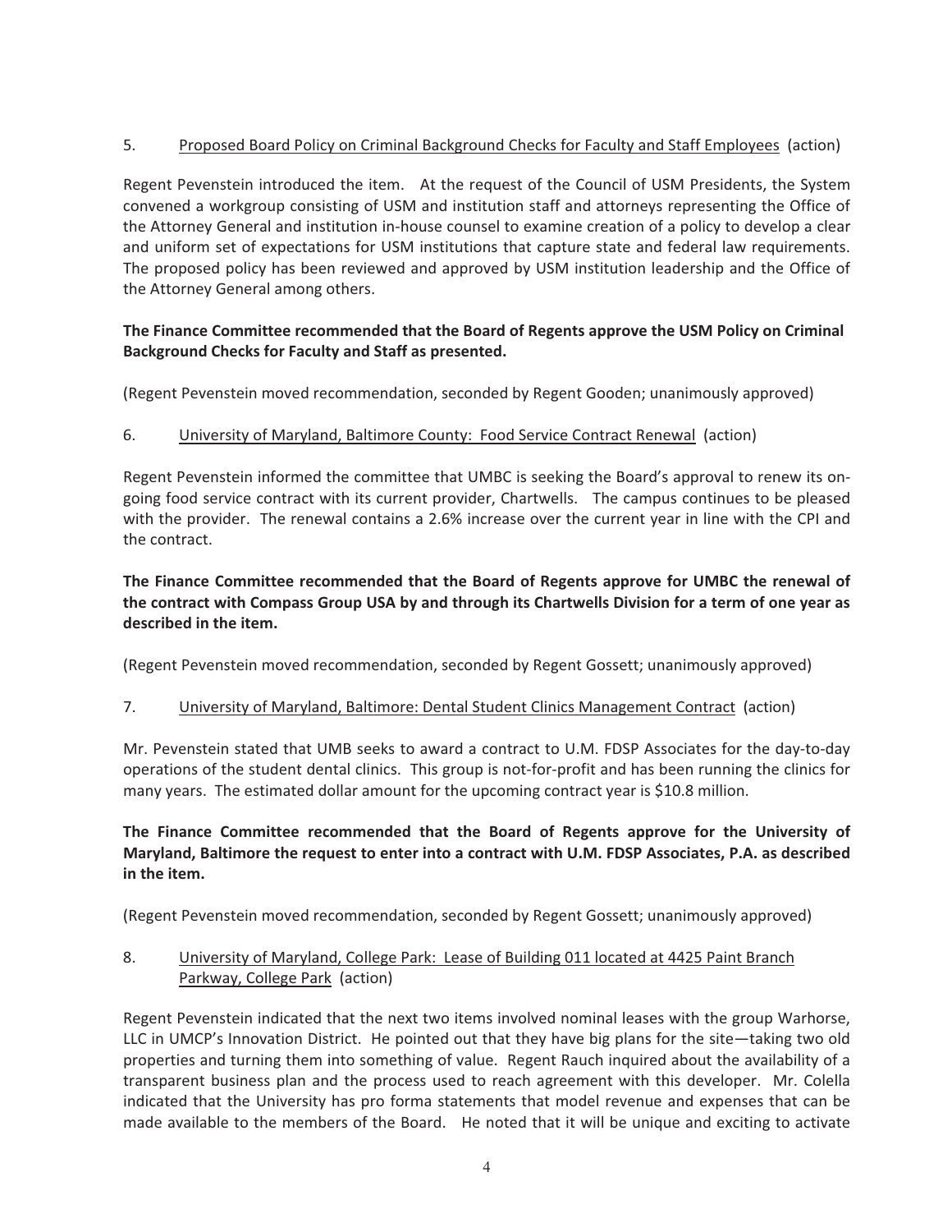5. Proposed Board Policy on Criminal Background Checks for Faculty and Staff Employees (action)

Regent Pevenstein introduced the item. At the request of the Council of USM Presidents, the System convened a workgroup consisting of USM and institution staff and attorneys representing the Office of the Attorney General and institution in-house counsel to examine creation of a policy to develop a clear and uniform set of expectations for USM institutions that capture state and federal law requirements. The proposed policy has been reviewed and approved by USM institution leadership and the Office of the Attorney General among others.

**The Finance Committee recommended that the Board of Regents approve the USM Policy on Criminal Background Checks for Faculty and Staff as presented.**

(Regent Pevenstein moved recommendation, seconded by Regent Gooden; unanimously approved)

6. University of Maryland, Baltimore County: Food Service Contract Renewal (action)

Regent Pevenstein informed the committee that UMBC is seeking the Board's approval to renew its on-going food service contract with its current provider, Chartwells. The campus continues to be pleased with the provider. The renewal contains a 2.6% increase over the current year in line with the CPI and the contract.

**The Finance Committee recommended that the Board of Regents approve for UMBC the renewal of the contract with Compass Group USA by and through its Chartwells Division for a term of one year as described in the item.**

(Regent Pevenstein moved recommendation, seconded by Regent Gossett; unanimously approved)

7. University of Maryland, Baltimore: Dental Student Clinics Management Contract (action)

Mr. Pevenstein stated that UMB seeks to award a contract to U.M. FDSP Associates for the day-to-day operations of the student dental clinics. This group is not-for-profit and has been running the clinics for many years. The estimated dollar amount for the upcoming contract year is $10.8 million.

**The Finance Committee recommended that the Board of Regents approve for the University of Maryland, Baltimore the request to enter into a contract with U.M. FDSP Associates, P.A. as described in the item.**

(Regent Pevenstein moved recommendation, seconded by Regent Gossett; unanimously approved)

8. University of Maryland, College Park: Lease of Building 011 located at 4425 Paint Branch Parkway, College Park (action)

Regent Pevenstein indicated that the next two items involved nominal leases with the group Warhorse, LLC in UMCP's Innovation District. He pointed out that they have big plans for the site—taking two old properties and turning them into something of value. Regent Rauch inquired about the availability of a transparent business plan and the process used to reach agreement with this developer. Mr. Colella indicated that the University has pro forma statements that model revenue and expenses that can be made available to the members of the Board. He noted that it will be unique and exciting to activate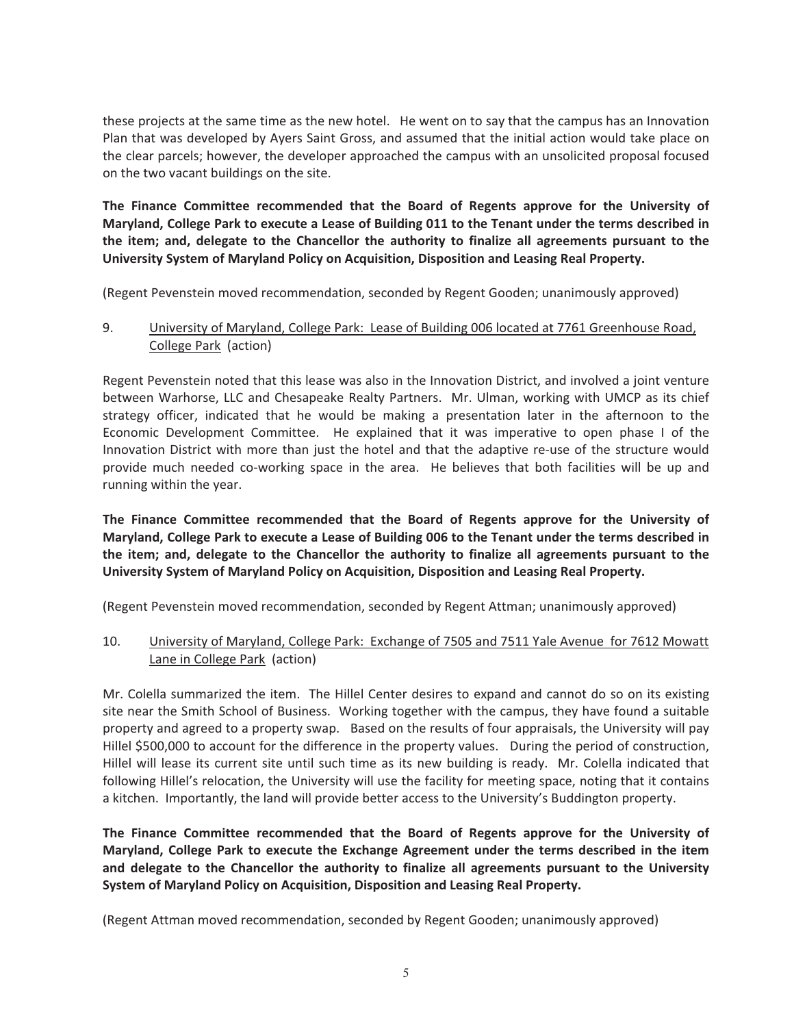these projects at the same time as the new hotel. He went on to say that the campus has an Innovation Plan that was developed by Ayers Saint Gross, and assumed that the initial action would take place on the clear parcels; however, the developer approached the campus with an unsolicited proposal focused on the two vacant buildings on the site.

**The Finance Committee recommended that the Board of Regents approve for the University of Maryland, College Park to execute a Lease of Building 011 to the Tenant under the terms described in the item; and, delegate to the Chancellor the authority to finalize all agreements pursuant to the University System of Maryland Policy on Acquisition, Disposition and Leasing Real Property.**

(Regent Pevenstein moved recommendation, seconded by Regent Gooden; unanimously approved)

9. University of Maryland, College Park: Lease of Building 006 located at 7761 Greenhouse Road, College Park (action)

Regent Pevenstein noted that this lease was also in the Innovation District, and involved a joint venture between Warhorse, LLC and Chesapeake Realty Partners. Mr. Ulman, working with UMCP as its chief strategy officer, indicated that he would be making a presentation later in the afternoon to the Economic Development Committee. He explained that it was imperative to open phase I of the Innovation District with more than just the hotel and that the adaptive re-use of the structure would provide much needed co-working space in the area. He believes that both facilities will be up and running within the year.

**The Finance Committee recommended that the Board of Regents approve for the University of Maryland, College Park to execute a Lease of Building 006 to the Tenant under the terms described in the item; and, delegate to the Chancellor the authority to finalize all agreements pursuant to the University System of Maryland Policy on Acquisition, Disposition and Leasing Real Property.**

(Regent Pevenstein moved recommendation, seconded by Regent Attman; unanimously approved)

10. University of Maryland, College Park: Exchange of 7505 and 7511 Yale Avenue for 7612 Mowatt Lane in College Park (action)

Mr. Colella summarized the item. The Hillel Center desires to expand and cannot do so on its existing site near the Smith School of Business. Working together with the campus, they have found a suitable property and agreed to a property swap. Based on the results of four appraisals, the University will pay Hillel $500,000 to account for the difference in the property values. During the period of construction, Hillel will lease its current site until such time as its new building is ready. Mr. Colella indicated that following Hillel's relocation, the University will use the facility for meeting space, noting that it contains a kitchen. Importantly, the land will provide better access to the University's Buddington property.

**The Finance Committee recommended that the Board of Regents approve for the University of Maryland, College Park to execute the Exchange Agreement under the terms described in the item and delegate to the Chancellor the authority to finalize all agreements pursuant to the University System of Maryland Policy on Acquisition, Disposition and Leasing Real Property.**

(Regent Attman moved recommendation, seconded by Regent Gooden; unanimously approved)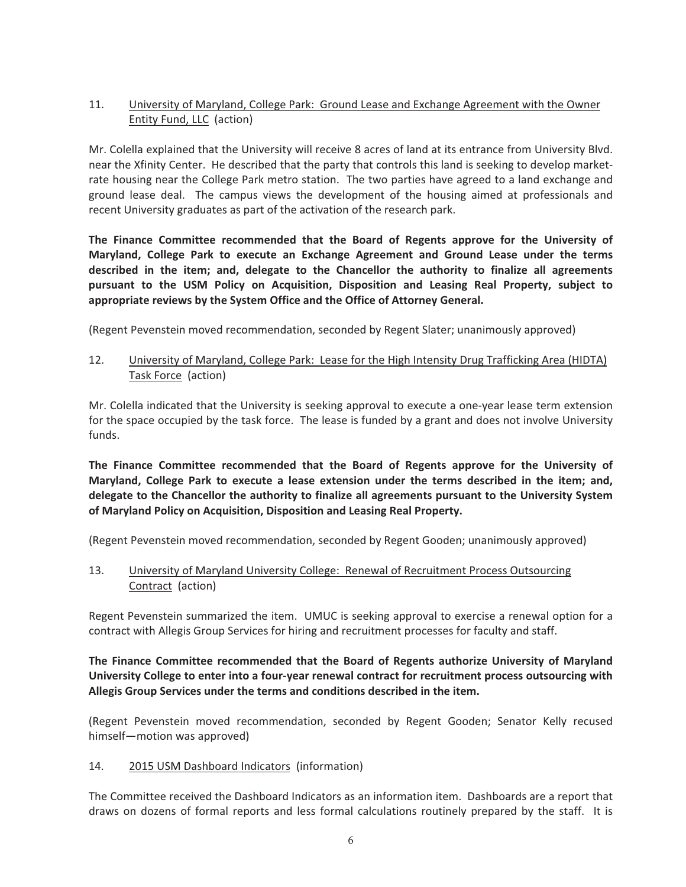11. <u>University of Maryland, College Park: Ground Lease and Exchange Agreement with the Owner Entity Fund, LLC</u> (action)

Mr. Colella explained that the University will receive 8 acres of land at its entrance from University Blvd. near the Xfinity Center. He described that the party that controls this land is seeking to develop market-rate housing near the College Park metro station. The two parties have agreed to a land exchange and ground lease deal. The campus views the development of the housing aimed at professionals and recent University graduates as part of the activation of the research park.

**The Finance Committee recommended that the Board of Regents approve for the University of Maryland, College Park to execute an Exchange Agreement and Ground Lease under the terms described in the item; and, delegate to the Chancellor the authority to finalize all agreements pursuant to the USM Policy on Acquisition, Disposition and Leasing Real Property, subject to appropriate reviews by the System Office and the Office of Attorney General.**

(Regent Pevenstein moved recommendation, seconded by Regent Slater; unanimously approved)

12. <u>University of Maryland, College Park: Lease for the High Intensity Drug Trafficking Area (HIDTA) Task Force</u> (action)

Mr. Colella indicated that the University is seeking approval to execute a one-year lease term extension for the space occupied by the task force. The lease is funded by a grant and does not involve University funds.

**The Finance Committee recommended that the Board of Regents approve for the University of Maryland, College Park to execute a lease extension under the terms described in the item; and, delegate to the Chancellor the authority to finalize all agreements pursuant to the University System of Maryland Policy on Acquisition, Disposition and Leasing Real Property.**

(Regent Pevenstein moved recommendation, seconded by Regent Gooden; unanimously approved)

13. <u>University of Maryland University College: Renewal of Recruitment Process Outsourcing Contract</u> (action)

Regent Pevenstein summarized the item. UMUC is seeking approval to exercise a renewal option for a contract with Allegis Group Services for hiring and recruitment processes for faculty and staff.

**The Finance Committee recommended that the Board of Regents authorize University of Maryland University College to enter into a four-year renewal contract for recruitment process outsourcing with Allegis Group Services under the terms and conditions described in the item.**

(Regent Pevenstein moved recommendation, seconded by Regent Gooden; Senator Kelly recused himself—motion was approved)

14. <u>2015 USM Dashboard Indicators</u> (information)

The Committee received the Dashboard Indicators as an information item. Dashboards are a report that draws on dozens of formal reports and less formal calculations routinely prepared by the staff. It is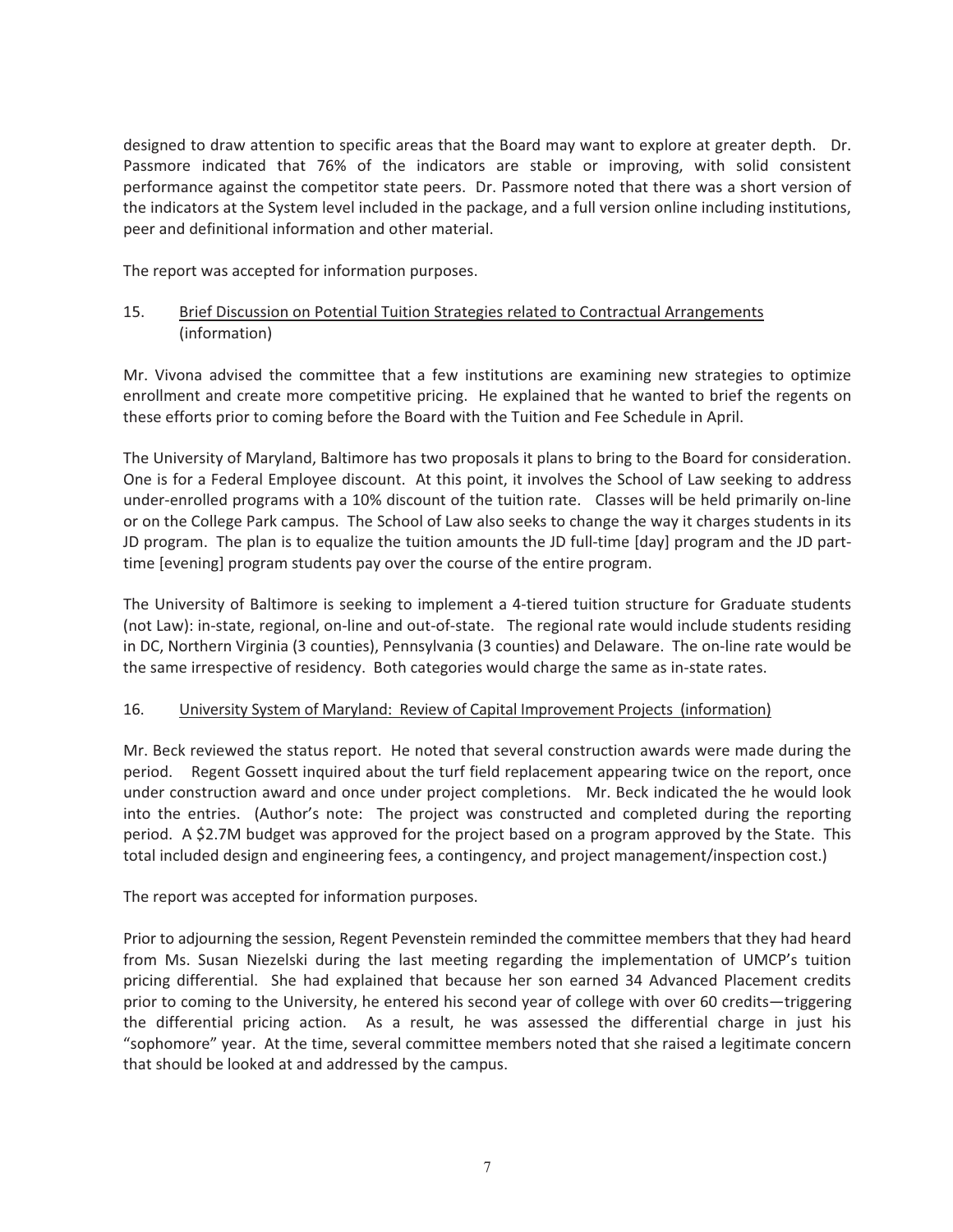designed to draw attention to specific areas that the Board may want to explore at greater depth. Dr. Passmore indicated that 76% of the indicators are stable or improving, with solid consistent performance against the competitor state peers. Dr. Passmore noted that there was a short version of the indicators at the System level included in the package, and a full version online including institutions, peer and definitional information and other material.

The report was accepted for information purposes.

15. Brief Discussion on Potential Tuition Strategies related to Contractual Arrangements (information)

Mr. Vivona advised the committee that a few institutions are examining new strategies to optimize enrollment and create more competitive pricing. He explained that he wanted to brief the regents on these efforts prior to coming before the Board with the Tuition and Fee Schedule in April.

The University of Maryland, Baltimore has two proposals it plans to bring to the Board for consideration. One is for a Federal Employee discount. At this point, it involves the School of Law seeking to address under-enrolled programs with a 10% discount of the tuition rate. Classes will be held primarily on-line or on the College Park campus. The School of Law also seeks to change the way it charges students in its JD program. The plan is to equalize the tuition amounts the JD full-time [day] program and the JD part-time [evening] program students pay over the course of the entire program.

The University of Baltimore is seeking to implement a 4-tiered tuition structure for Graduate students (not Law): in-state, regional, on-line and out-of-state. The regional rate would include students residing in DC, Northern Virginia (3 counties), Pennsylvania (3 counties) and Delaware. The on-line rate would be the same irrespective of residency. Both categories would charge the same as in-state rates.

16. University System of Maryland: Review of Capital Improvement Projects (information)

Mr. Beck reviewed the status report. He noted that several construction awards were made during the period. Regent Gossett inquired about the turf field replacement appearing twice on the report, once under construction award and once under project completions. Mr. Beck indicated the he would look into the entries. (Author's note: The project was constructed and completed during the reporting period. A $2.7M budget was approved for the project based on a program approved by the State. This total included design and engineering fees, a contingency, and project management/inspection cost.)

The report was accepted for information purposes.

Prior to adjourning the session, Regent Pevenstein reminded the committee members that they had heard from Ms. Susan Niezelski during the last meeting regarding the implementation of UMCP's tuition pricing differential. She had explained that because her son earned 34 Advanced Placement credits prior to coming to the University, he entered his second year of college with over 60 credits—triggering the differential pricing action. As a result, he was assessed the differential charge in just his "sophomore" year. At the time, several committee members noted that she raised a legitimate concern that should be looked at and addressed by the campus.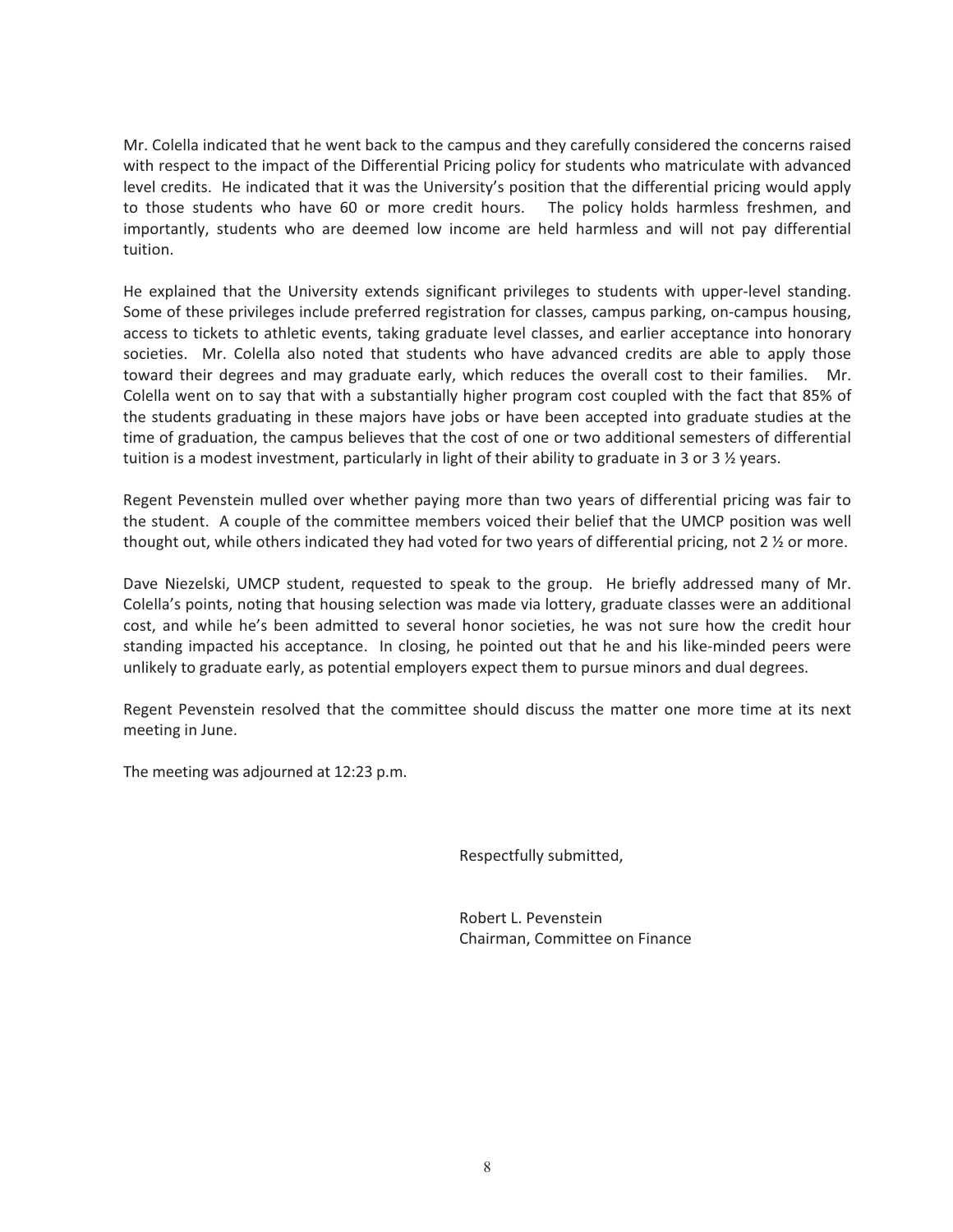Mr. Colella indicated that he went back to the campus and they carefully considered the concerns raised with respect to the impact of the Differential Pricing policy for students who matriculate with advanced level credits. He indicated that it was the University's position that the differential pricing would apply to those students who have 60 or more credit hours. The policy holds harmless freshmen, and importantly, students who are deemed low income are held harmless and will not pay differential tuition.

He explained that the University extends significant privileges to students with upper-level standing. Some of these privileges include preferred registration for classes, campus parking, on-campus housing, access to tickets to athletic events, taking graduate level classes, and earlier acceptance into honorary societies. Mr. Colella also noted that students who have advanced credits are able to apply those toward their degrees and may graduate early, which reduces the overall cost to their families. Mr. Colella went on to say that with a substantially higher program cost coupled with the fact that 85% of the students graduating in these majors have jobs or have been accepted into graduate studies at the time of graduation, the campus believes that the cost of one or two additional semesters of differential tuition is a modest investment, particularly in light of their ability to graduate in 3 or 3 ½ years.

Regent Pevenstein mulled over whether paying more than two years of differential pricing was fair to the student. A couple of the committee members voiced their belief that the UMCP position was well thought out, while others indicated they had voted for two years of differential pricing, not 2 ½ or more.

Dave Niezelski, UMCP student, requested to speak to the group. He briefly addressed many of Mr. Colella's points, noting that housing selection was made via lottery, graduate classes were an additional cost, and while he's been admitted to several honor societies, he was not sure how the credit hour standing impacted his acceptance. In closing, he pointed out that he and his like-minded peers were unlikely to graduate early, as potential employers expect them to pursue minors and dual degrees.

Regent Pevenstein resolved that the committee should discuss the matter one more time at its next meeting in June.

The meeting was adjourned at 12:23 p.m.

Respectfully submitted,

Robert L. Pevenstein
Chairman, Committee on Finance